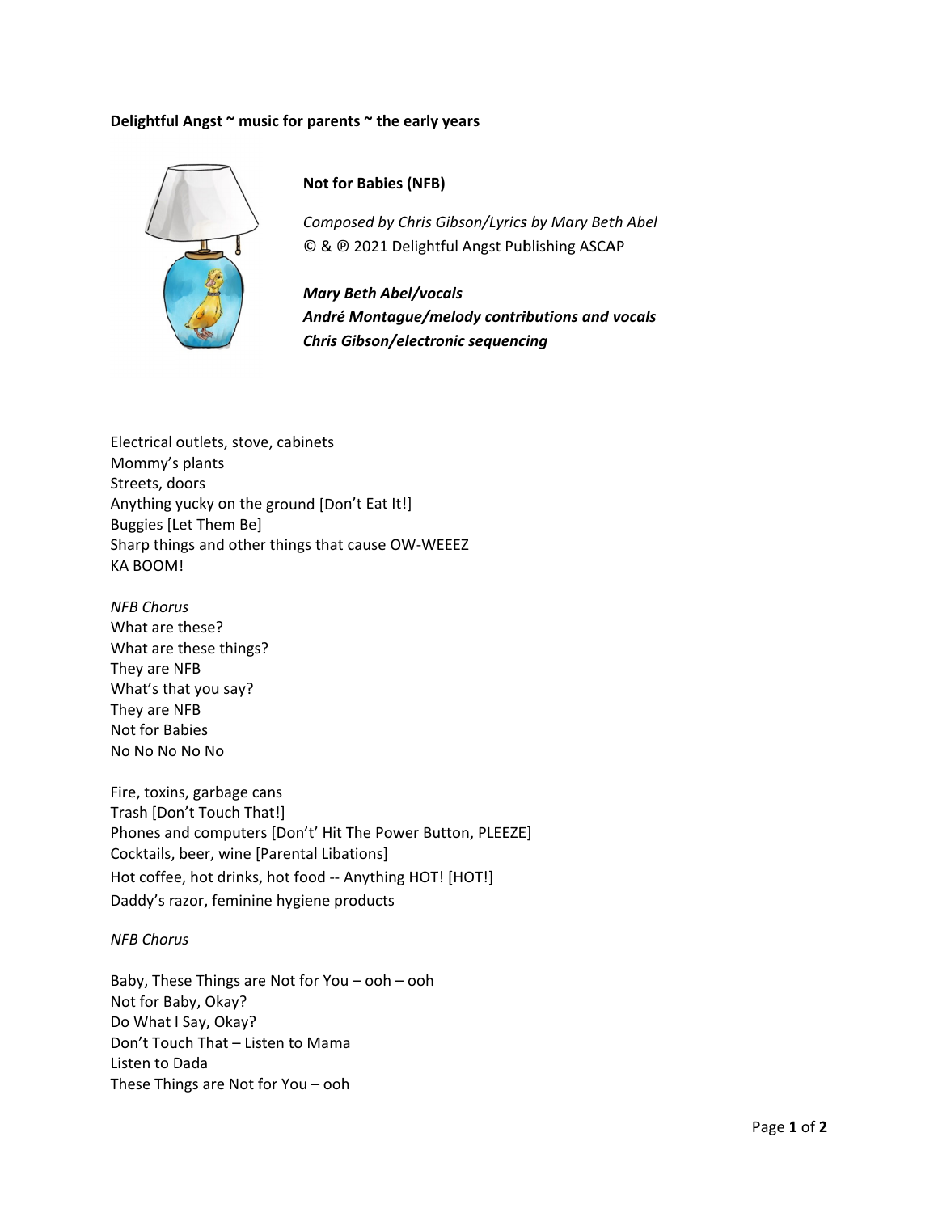**Delightful Angst ~ music for parents ~ the early years**

**Not for Babies (NFB)**

*Composed by Chris Gibson/Lyrics by Mary Beth Abel*
© & ℗ 2021 Delightful Angst Publishing ASCAP

***Mary Beth Abel/vocals***
***André Montague/melody contributions and vocals***
***Chris Gibson/electronic sequencing***

Electrical outlets, stove, cabinets
Mommy's plants
Streets, doors
Anything yucky on the ground [Don't Eat It!]
Buggies [Let Them Be]
Sharp things and other things that cause OW-WEEEZ
KA BOOM!

*NFB Chorus*
What are these?
What are these things?
They are NFB
What's that you say?
They are NFB
Not for Babies
No No No No No

Fire, toxins, garbage cans
Trash [Don't Touch That!]
Phones and computers [Don't' Hit The Power Button, PLEEZE]
Cocktails, beer, wine [Parental Libations]
Hot coffee, hot drinks, hot food -- Anything HOT! [HOT!]
Daddy's razor, feminine hygiene products

*NFB Chorus*

Baby, These Things are Not for You – ooh – ooh
Not for Baby, Okay?
Do What I Say, Okay?
Don't Touch That – Listen to Mama
Listen to Dada
These Things are Not for You – ooh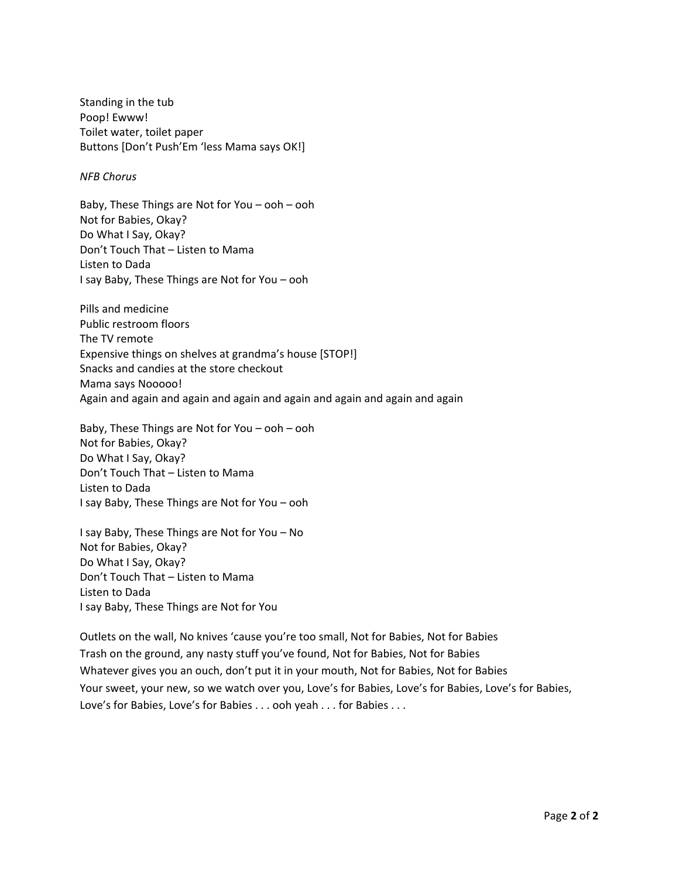Standing in the tub
Poop! Ewww!
Toilet water, toilet paper
Buttons [Don't Push'Em 'less Mama says OK!]

*NFB Chorus*

Baby, These Things are Not for You – ooh – ooh
Not for Babies, Okay?
Do What I Say, Okay?
Don't Touch That – Listen to Mama
Listen to Dada
I say Baby, These Things are Not for You – ooh

Pills and medicine
Public restroom floors
The TV remote
Expensive things on shelves at grandma's house [STOP!]
Snacks and candies at the store checkout
Mama says Nooooo!
Again and again and again and again and again and again and again and again

Baby, These Things are Not for You – ooh – ooh
Not for Babies, Okay?
Do What I Say, Okay?
Don't Touch That – Listen to Mama
Listen to Dada
I say Baby, These Things are Not for You – ooh

I say Baby, These Things are Not for You – No
Not for Babies, Okay?
Do What I Say, Okay?
Don't Touch That – Listen to Mama
Listen to Dada
I say Baby, These Things are Not for You

Outlets on the wall, No knives 'cause you're too small, Not for Babies, Not for Babies
Trash on the ground, any nasty stuff you've found, Not for Babies, Not for Babies
Whatever gives you an ouch, don't put it in your mouth, Not for Babies, Not for Babies
Your sweet, your new, so we watch over you, Love's for Babies, Love's for Babies, Love's for Babies, Love's for Babies, Love's for Babies . . . ooh yeah . . . for Babies . . .